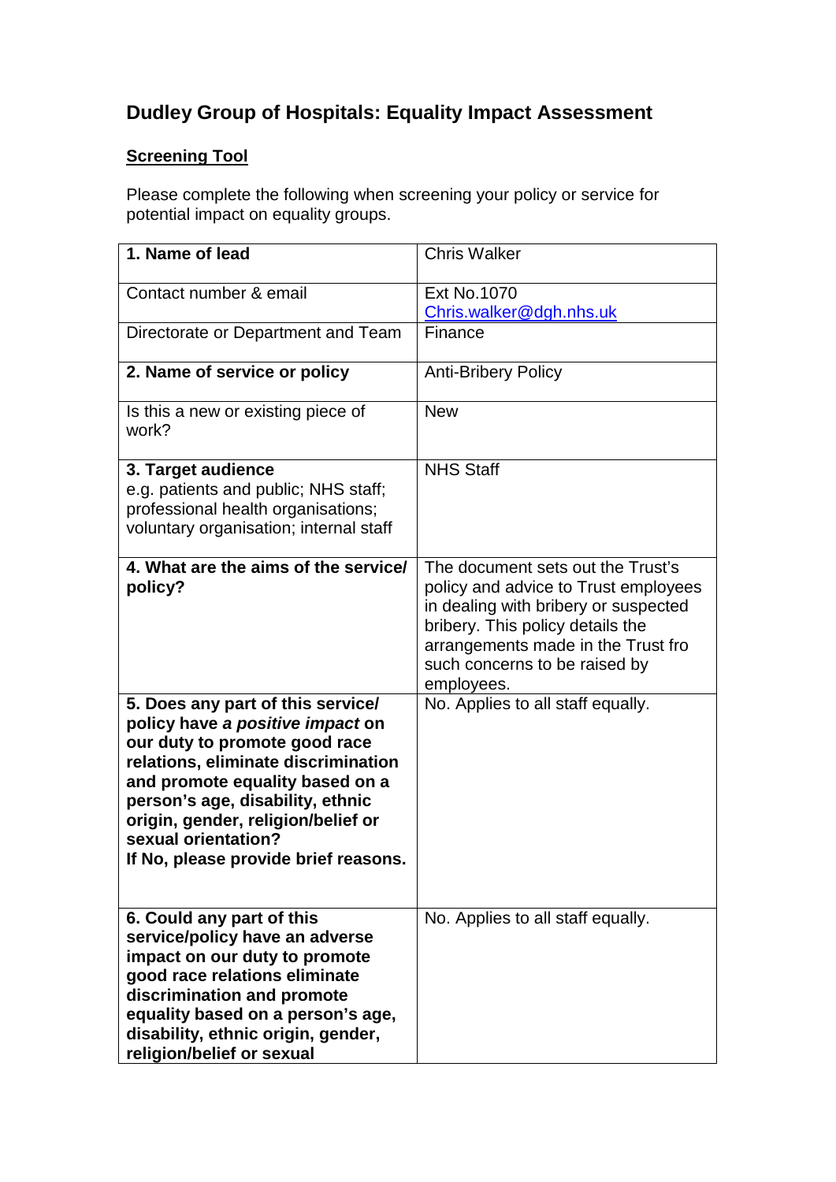# Dudley Group of Hospitals: Equality Impact Assessment

**<u>Screening Tool</u>**

Please complete the following when screening your policy or service for potential impact on equality groups.

| | |
|---|---|
| **1. Name of lead** | Chris Walker |
| Contact number & email | Ext No.1070<br>Chris.walker@dgh.nhs.uk |
| Directorate or Department and Team | Finance |
| **2. Name of service or policy** | Anti-Bribery Policy |
| Is this a new or existing piece of work? | New |
| **3. Target audience**<br>e.g. patients and public; NHS staff; professional health organisations; voluntary organisation; internal staff | NHS Staff |
| **4. What are the aims of the service/ policy?** | The document sets out the Trust's policy and advice to Trust employees in dealing with bribery or suspected bribery. This policy details the arrangements made in the Trust fro such concerns to be raised by employees. |
| **5. Does any part of this service/ policy have *a positive impact* on our duty to promote good race relations, eliminate discrimination and promote equality based on a person's age, disability, ethnic origin, gender, religion/belief or sexual orientation?**<br>**If No, please provide brief reasons.** | No. Applies to all staff equally. |
| **6. Could any part of this service/policy have an adverse impact on our duty to promote good race relations eliminate discrimination and promote equality based on a person's age, disability, ethnic origin, gender, religion/belief or sexual** | No. Applies to all staff equally. |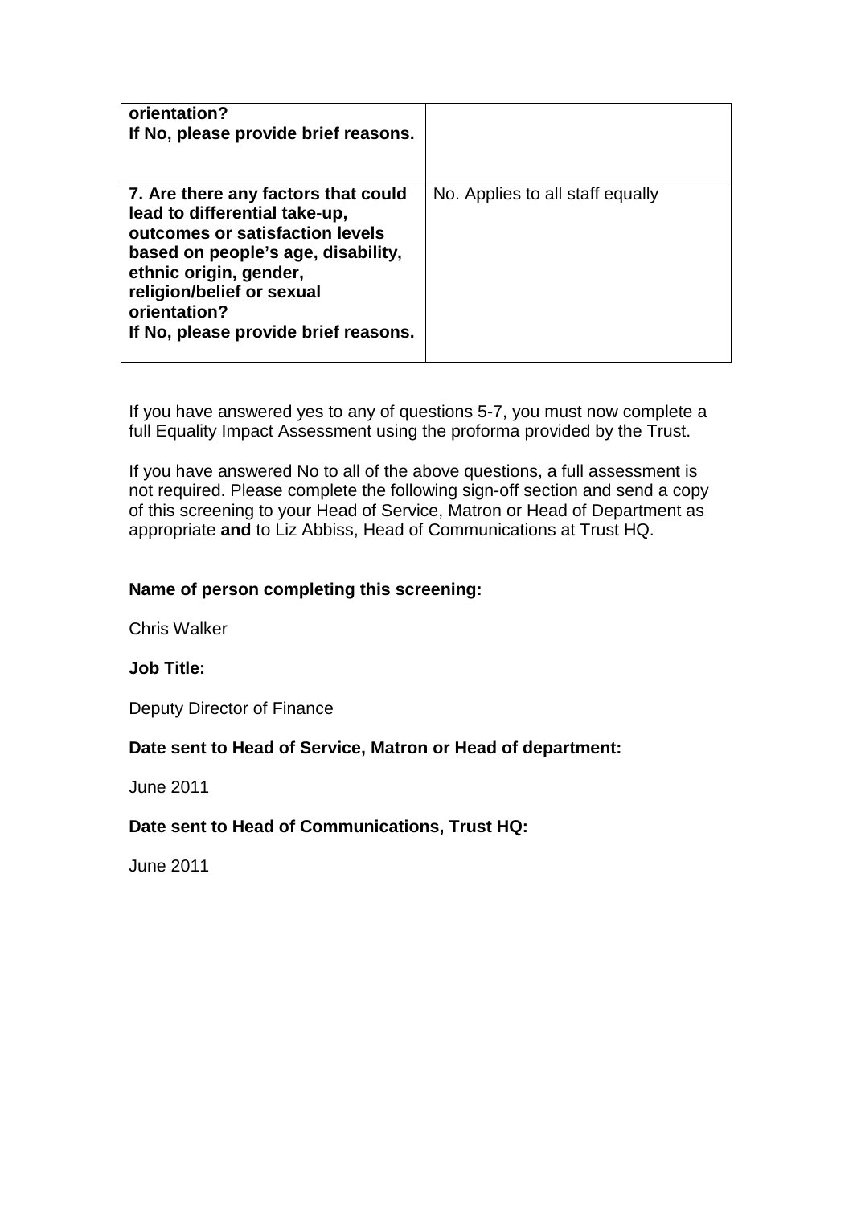| | |
|---|---|
| **orientation?**<br>**If No, please provide brief reasons.** | |
| **7. Are there any factors that could lead to differential take-up, outcomes or satisfaction levels based on people's age, disability, ethnic origin, gender, religion/belief or sexual orientation?**<br>**If No, please provide brief reasons.** | No. Applies to all staff equally |

If you have answered yes to any of questions 5-7, you must now complete a full Equality Impact Assessment using the proforma provided by the Trust.

If you have answered No to all of the above questions, a full assessment is not required. Please complete the following sign-off section and send a copy of this screening to your Head of Service, Matron or Head of Department as appropriate **and** to Liz Abbiss, Head of Communications at Trust HQ.

**Name of person completing this screening:**

Chris Walker

**Job Title:**

Deputy Director of Finance

**Date sent to Head of Service, Matron or Head of department:**

June 2011

**Date sent to Head of Communications, Trust HQ:**

June 2011